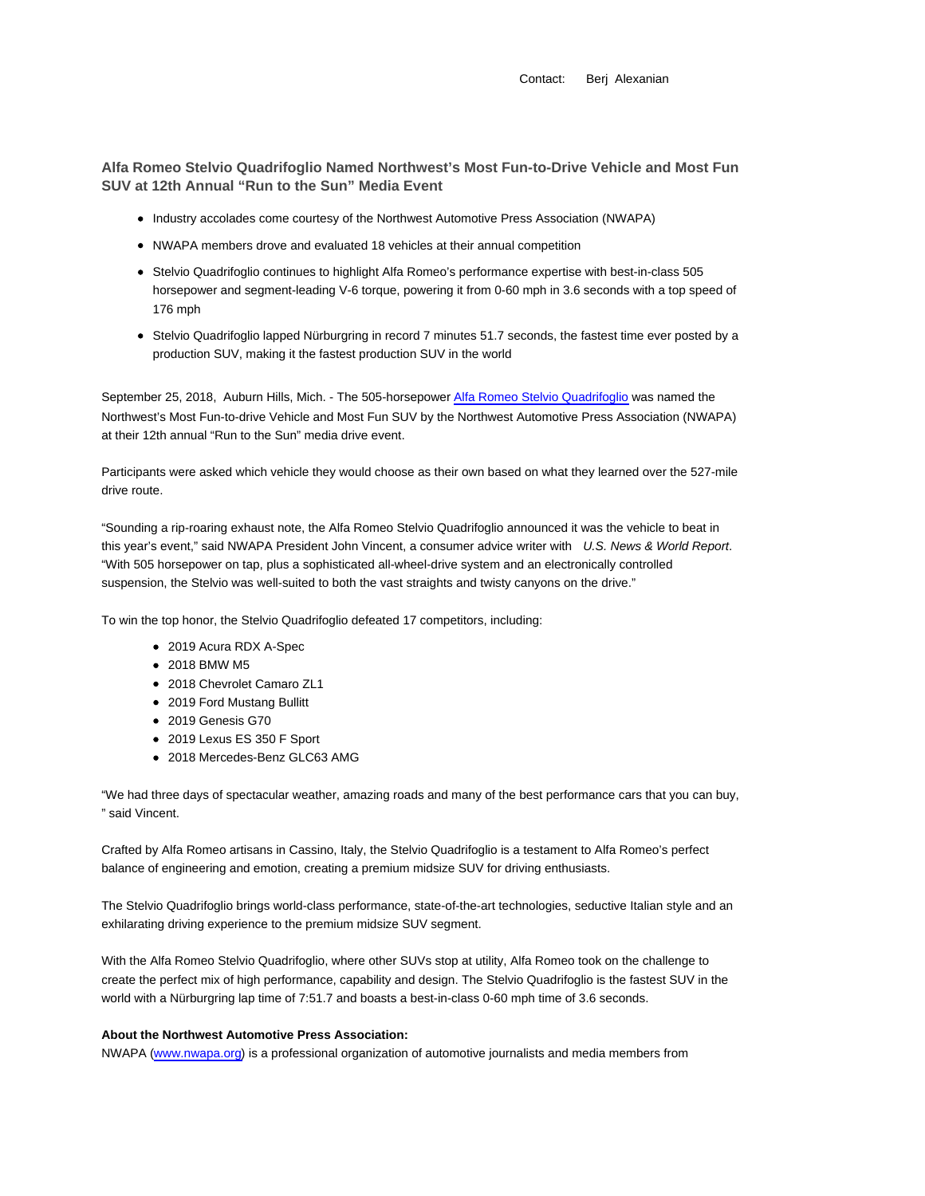Contact: Berj Alexanian

## Alfa Romeo Stelvio Quadrifoglio Named Northwest's Most Fun-to-Drive Vehicle and Most Fun SUV at 12th Annual "Run to the Sun" Media Event

- Industry accolades come courtesy of the Northwest Automotive Press Association (NWAPA)
- NWAPA members drove and evaluated 18 vehicles at their annual competition
- Stelvio Quadrifoglio continues to highlight Alfa Romeo's performance expertise with best-in-class 505 horsepower and segment-leading V-6 torque, powering it from 0-60 mph in 3.6 seconds with a top speed of 176 mph
- Stelvio Quadrifoglio lapped Nürburgring in record 7 minutes 51.7 seconds, the fastest time ever posted by a production SUV, making it the fastest production SUV in the world

September 25, 2018, Auburn Hills, Mich. - The 505-horsepower Alfa Romeo Stelvio Quadrifoglio was named the Northwest's Most Fun-to-drive Vehicle and Most Fun SUV by the Northwest Automotive Press Association (NWAPA) at their 12th annual "Run to the Sun" media drive event.

Participants were asked which vehicle they would choose as their own based on what they learned over the 527-mile drive route.

"Sounding a rip-roaring exhaust note, the Alfa Romeo Stelvio Quadrifoglio announced it was the vehicle to beat in this year's event," said NWAPA President John Vincent, a consumer advice writer with *U.S. News & World Report*. "With 505 horsepower on tap, plus a sophisticated all-wheel-drive system and an electronically controlled suspension, the Stelvio was well-suited to both the vast straights and twisty canyons on the drive."

To win the top honor, the Stelvio Quadrifoglio defeated 17 competitors, including:

- 2019 Acura RDX A-Spec
- 2018 BMW M5
- 2018 Chevrolet Camaro ZL1
- 2019 Ford Mustang Bullitt
- 2019 Genesis G70
- 2019 Lexus ES 350 F Sport
- 2018 Mercedes-Benz GLC63 AMG

"We had three days of spectacular weather, amazing roads and many of the best performance cars that you can buy, " said Vincent.

Crafted by Alfa Romeo artisans in Cassino, Italy, the Stelvio Quadrifoglio is a testament to Alfa Romeo's perfect balance of engineering and emotion, creating a premium midsize SUV for driving enthusiasts.

The Stelvio Quadrifoglio brings world-class performance, state-of-the-art technologies, seductive Italian style and an exhilarating driving experience to the premium midsize SUV segment.

With the Alfa Romeo Stelvio Quadrifoglio, where other SUVs stop at utility, Alfa Romeo took on the challenge to create the perfect mix of high performance, capability and design. The Stelvio Quadrifoglio is the fastest SUV in the world with a Nürburgring lap time of 7:51.7 and boasts a best-in-class 0-60 mph time of 3.6 seconds.

**About the Northwest Automotive Press Association:**

NWAPA (www.nwapa.org) is a professional organization of automotive journalists and media members from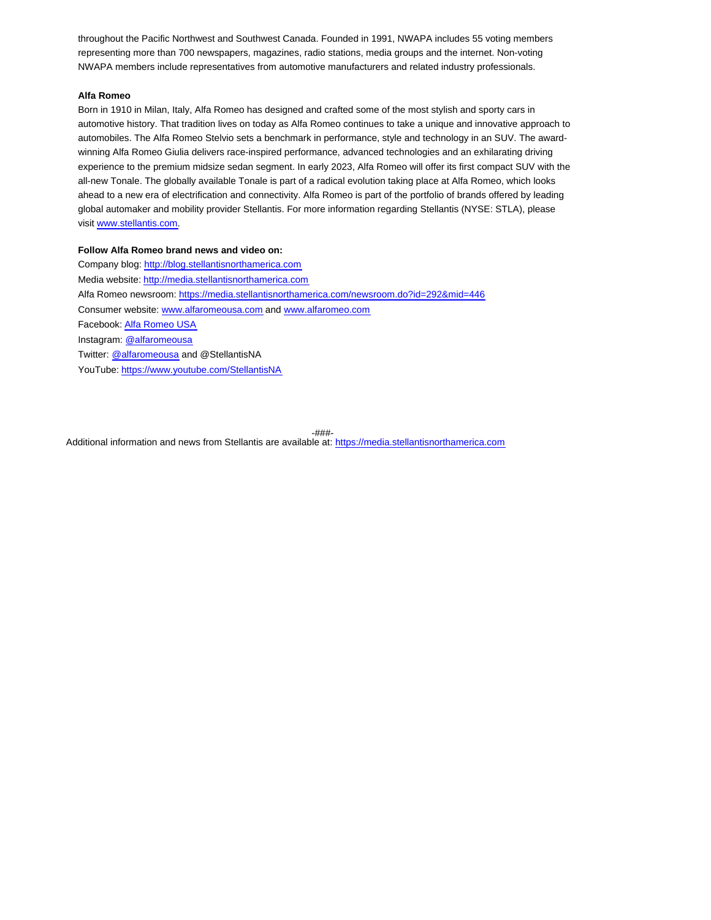throughout the Pacific Northwest and Southwest Canada. Founded in 1991, NWAPA includes 55 voting members representing more than 700 newspapers, magazines, radio stations, media groups and the internet. Non-voting NWAPA members include representatives from automotive manufacturers and related industry professionals.

**Alfa Romeo**

Born in 1910 in Milan, Italy, Alfa Romeo has designed and crafted some of the most stylish and sporty cars in automotive history. That tradition lives on today as Alfa Romeo continues to take a unique and innovative approach to automobiles. The Alfa Romeo Stelvio sets a benchmark in performance, style and technology in an SUV. The award-winning Alfa Romeo Giulia delivers race-inspired performance, advanced technologies and an exhilarating driving experience to the premium midsize sedan segment. In early 2023, Alfa Romeo will offer its first compact SUV with the all-new Tonale. The globally available Tonale is part of a radical evolution taking place at Alfa Romeo, which looks ahead to a new era of electrification and connectivity. Alfa Romeo is part of the portfolio of brands offered by leading global automaker and mobility provider Stellantis. For more information regarding Stellantis (NYSE: STLA), please visit [www.stellantis.com](http://www.stellantis.com).

**Follow Alfa Romeo brand news and video on:**

Company blog: [http://blog.stellantisnorthamerica.com](http://blog.stellantisnorthamerica.com)
Media website: [http://media.stellantisnorthamerica.com](http://media.stellantisnorthamerica.com)
Alfa Romeo newsroom: [https://media.stellantisnorthamerica.com/newsroom.do?id=292&mid=446](https://media.stellantisnorthamerica.com/newsroom.do?id=292&mid=446)
Consumer website: [www.alfaromeousa.com](http://www.alfaromeousa.com) and [www.alfaromeo.com](http://www.alfaromeo.com)
Facebook: Alfa Romeo USA
Instagram: @alfaromeousa
Twitter: @alfaromeousa and @StellantisNA
YouTube: [https://www.youtube.com/StellantisNA](https://www.youtube.com/StellantisNA)

-###-

Additional information and news from Stellantis are available at: [https://media.stellantisnorthamerica.com](https://media.stellantisnorthamerica.com)